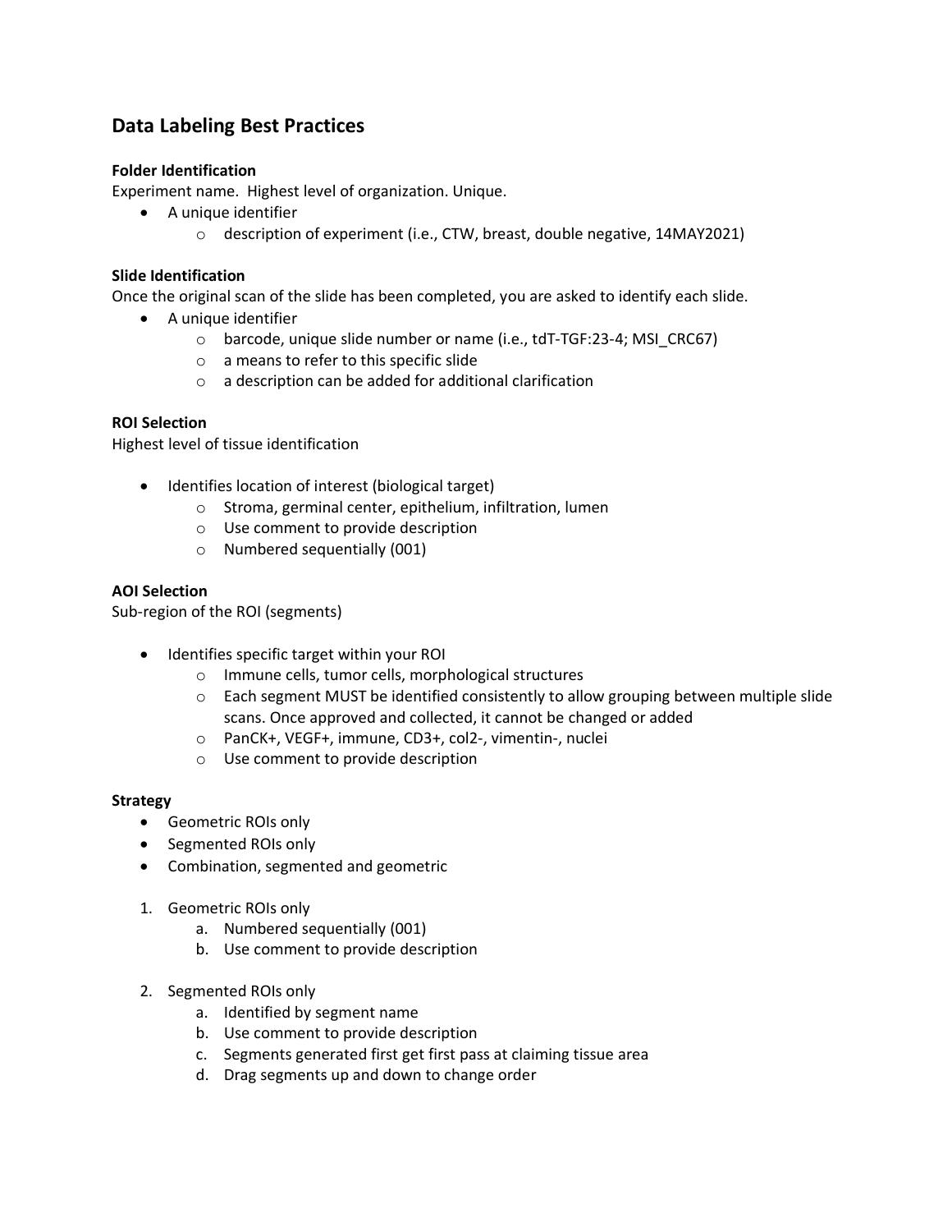# Data Labeling Best Practices

**Folder Identification**

Experiment name. Highest level of organization. Unique.

- A unique identifier
  - description of experiment (i.e., CTW, breast, double negative, 14MAY2021)

**Slide Identification**

Once the original scan of the slide has been completed, you are asked to identify each slide.

- A unique identifier
  - barcode, unique slide number or name (i.e., tdT-TGF:23-4; MSI_CRC67)
  - a means to refer to this specific slide
  - a description can be added for additional clarification

**ROI Selection**

Highest level of tissue identification

- Identifies location of interest (biological target)
  - Stroma, germinal center, epithelium, infiltration, lumen
  - Use comment to provide description
  - Numbered sequentially (001)

**AOI Selection**

Sub-region of the ROI (segments)

- Identifies specific target within your ROI
  - Immune cells, tumor cells, morphological structures
  - Each segment MUST be identified consistently to allow grouping between multiple slide scans. Once approved and collected, it cannot be changed or added
  - PanCK+, VEGF+, immune, CD3+, col2-, vimentin-, nuclei
  - Use comment to provide description

**Strategy**

- Geometric ROIs only
- Segmented ROIs only
- Combination, segmented and geometric

1. Geometric ROIs only
   a. Numbered sequentially (001)
   b. Use comment to provide description

2. Segmented ROIs only
   a. Identified by segment name
   b. Use comment to provide description
   c. Segments generated first get first pass at claiming tissue area
   d. Drag segments up and down to change order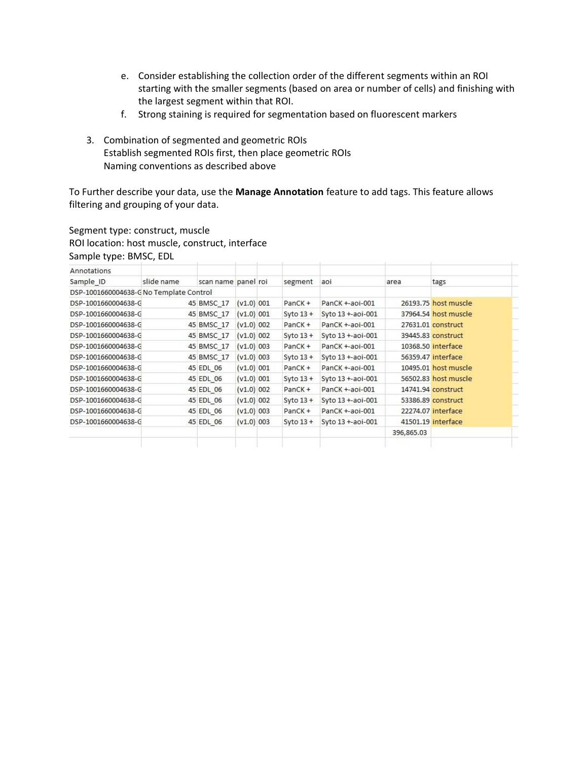e. Consider establishing the collection order of the different segments within an ROI starting with the smaller segments (based on area or number of cells) and finishing with the largest segment within that ROI.
f. Strong staining is required for segmentation based on fluorescent markers

3. Combination of segmented and geometric ROIs
   Establish segmented ROIs first, then place geometric ROIs
   Naming conventions as described above

To Further describe your data, use the **Manage Annotation** feature to add tags. This feature allows filtering and grouping of your data.

Segment type: construct, muscle
ROI location: host muscle, construct, interface
Sample type: BMSC, EDL

| Annotations | | | | | | | | |
|---|---|---|---|---|---|---|---|---|
| Sample_ID | slide name | scan name | panel | roi | segment | aoi | area | tags |
| DSP-1001660004638-G | No Template Control | | | | | | | |
| DSP-1001660004638-G | | 45 BMSC_17 | (v1.0) | 001 | PanCK + | PanCK +-aoi-001 | 26193.75 | host muscle |
| DSP-1001660004638-G | | 45 BMSC_17 | (v1.0) | 001 | Syto 13 + | Syto 13 +-aoi-001 | 37964.54 | host muscle |
| DSP-1001660004638-G | | 45 BMSC_17 | (v1.0) | 002 | PanCK + | PanCK +-aoi-001 | 27631.01 | construct |
| DSP-1001660004638-G | | 45 BMSC_17 | (v1.0) | 002 | Syto 13 + | Syto 13 +-aoi-001 | 39445.83 | construct |
| DSP-1001660004638-G | | 45 BMSC_17 | (v1.0) | 003 | PanCK + | PanCK +-aoi-001 | 10368.50 | interface |
| DSP-1001660004638-G | | 45 BMSC_17 | (v1.0) | 003 | Syto 13 + | Syto 13 +-aoi-001 | 56359.47 | interface |
| DSP-1001660004638-G | | 45 EDL_06 | (v1.0) | 001 | PanCK + | PanCK +-aoi-001 | 10495.01 | host muscle |
| DSP-1001660004638-G | | 45 EDL_06 | (v1.0) | 001 | Syto 13 + | Syto 13 +-aoi-001 | 56502.83 | host muscle |
| DSP-1001660004638-G | | 45 EDL_06 | (v1.0) | 002 | PanCK + | PanCK +-aoi-001 | 14741.94 | construct |
| DSP-1001660004638-G | | 45 EDL_06 | (v1.0) | 002 | Syto 13 + | Syto 13 +-aoi-001 | 53386.89 | construct |
| DSP-1001660004638-G | | 45 EDL_06 | (v1.0) | 003 | PanCK + | PanCK +-aoi-001 | 22274.07 | interface |
| DSP-1001660004638-G | | 45 EDL_06 | (v1.0) | 003 | Syto 13 + | Syto 13 +-aoi-001 | 41501.19 | interface |
| | | | | | | | 396,865.03 | |